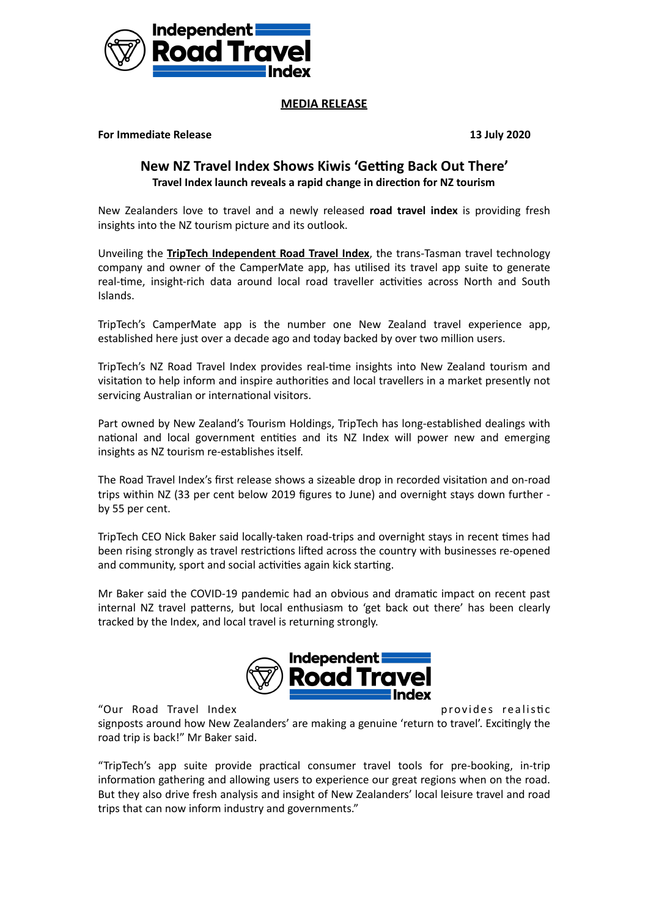**MEDIA RELEASE**

**For Immediate Release** **13 July 2020**

## New NZ Travel Index Shows Kiwis 'Getting Back Out There'

**Travel Index launch reveals a rapid change in direction for NZ tourism**

New Zealanders love to travel and a newly released **road travel index** is providing fresh insights into the NZ tourism picture and its outlook.

Unveiling the **TripTech Independent Road Travel Index**, the trans-Tasman travel technology company and owner of the CamperMate app, has utilised its travel app suite to generate real-time, insight-rich data around local road traveller activities across North and South Islands.

TripTech's CamperMate app is the number one New Zealand travel experience app, established here just over a decade ago and today backed by over two million users.

TripTech's NZ Road Travel Index provides real-time insights into New Zealand tourism and visitation to help inform and inspire authorities and local travellers in a market presently not servicing Australian or international visitors.

Part owned by New Zealand's Tourism Holdings, TripTech has long-established dealings with national and local government entities and its NZ Index will power new and emerging insights as NZ tourism re-establishes itself.

The Road Travel Index's first release shows a sizeable drop in recorded visitation and on-road trips within NZ (33 per cent below 2019 figures to June) and overnight stays down further - by 55 per cent.

TripTech CEO Nick Baker said locally-taken road-trips and overnight stays in recent times had been rising strongly as travel restrictions lifted across the country with businesses re-opened and community, sport and social activities again kick starting.

Mr Baker said the COVID-19 pandemic had an obvious and dramatic impact on recent past internal NZ travel patterns, but local enthusiasm to 'get back out there' has been clearly tracked by the Index, and local travel is returning strongly.

"Our Road Travel Index provides realistic signposts around how New Zealanders' are making a genuine 'return to travel'. Excitingly the road trip is back!" Mr Baker said.

"TripTech's app suite provide practical consumer travel tools for pre-booking, in-trip information gathering and allowing users to experience our great regions when on the road. But they also drive fresh analysis and insight of New Zealanders' local leisure travel and road trips that can now inform industry and governments."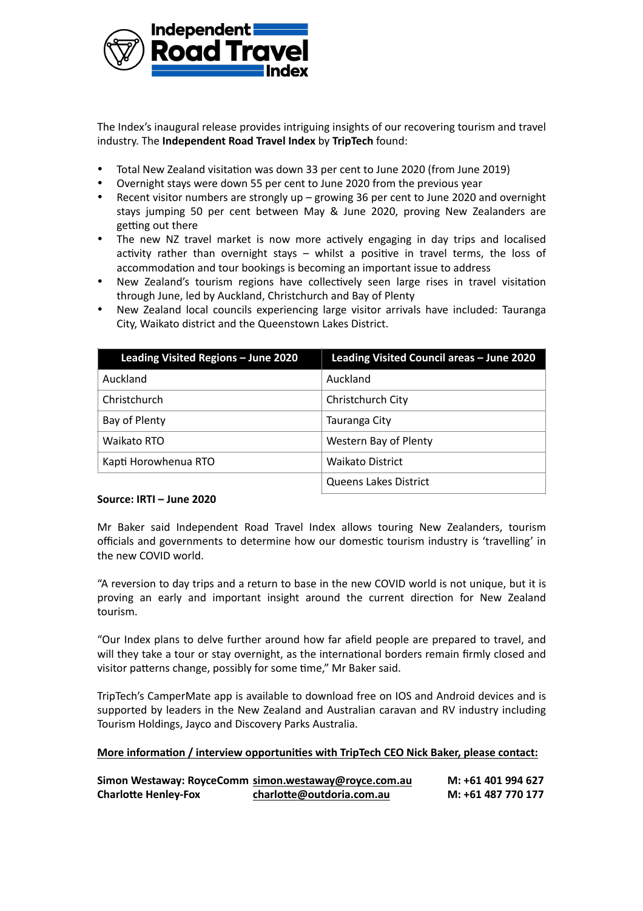Independent Road Travel Index

The Index's inaugural release provides intriguing insights of our recovering tourism and travel industry. The **Independent Road Travel Index** by **TripTech** found:

- Total New Zealand visitation was down 33 per cent to June 2020 (from June 2019)
- Overnight stays were down 55 per cent to June 2020 from the previous year
- Recent visitor numbers are strongly up – growing 36 per cent to June 2020 and overnight stays jumping 50 per cent between May & June 2020, proving New Zealanders are getting out there
- The new NZ travel market is now more actively engaging in day trips and localised activity rather than overnight stays – whilst a positive in travel terms, the loss of accommodation and tour bookings is becoming an important issue to address
- New Zealand's tourism regions have collectively seen large rises in travel visitation through June, led by Auckland, Christchurch and Bay of Plenty
- New Zealand local councils experiencing large visitor arrivals have included: Tauranga City, Waikato district and the Queenstown Lakes District.

| Leading Visited Regions – June 2020 | Leading Visited Council areas – June 2020 |
|---|---|
| Auckland | Auckland |
| Christchurch | Christchurch City |
| Bay of Plenty | Tauranga City |
| Waikato RTO | Western Bay of Plenty |
| Kapti Horowhenua RTO | Waikato District |
| | Queens Lakes District |

**Source: IRTI – June 2020**

Mr Baker said Independent Road Travel Index allows touring New Zealanders, tourism officials and governments to determine how our domestic tourism industry is 'travelling' in the new COVID world.

"A reversion to day trips and a return to base in the new COVID world is not unique, but it is proving an early and important insight around the current direction for New Zealand tourism.

"Our Index plans to delve further around how far afield people are prepared to travel, and will they take a tour or stay overnight, as the international borders remain firmly closed and visitor patterns change, possibly for some time," Mr Baker said.

TripTech's CamperMate app is available to download free on IOS and Android devices and is supported by leaders in the New Zealand and Australian caravan and RV industry including Tourism Holdings, Jayco and Discovery Parks Australia.

**More information / interview opportunities with TripTech CEO Nick Baker, please contact:**

**Simon Westaway: RoyceComm** **simon.westaway@royce.com.au** **M: +61 401 994 627**
**Charlotte Henley-Fox** **charlotte@outdoria.com.au** **M: +61 487 770 177**